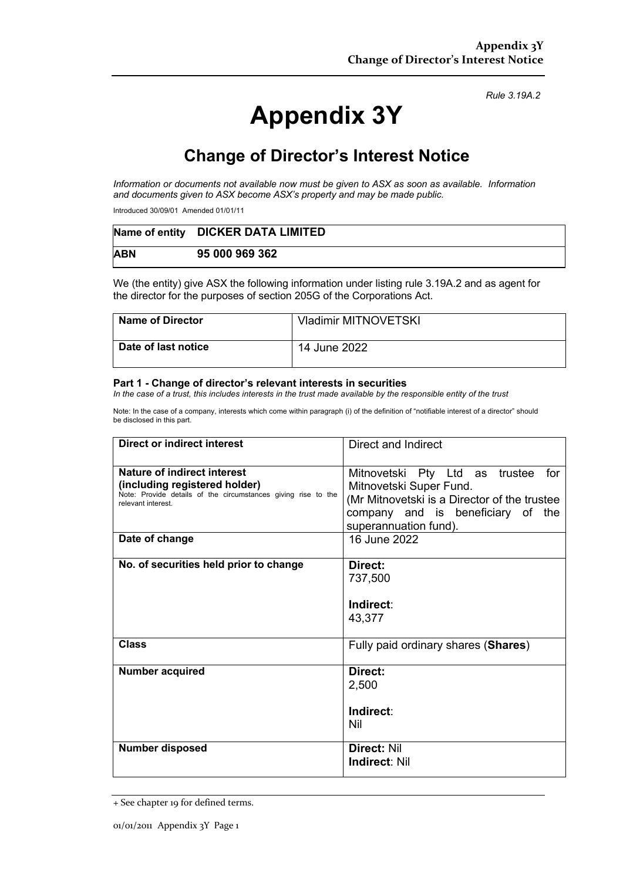*Rule 3.19A.2*

# Appendix 3Y

## Change of Director's Interest Notice

*Information or documents not available now must be given to ASX as soon as available. Information and documents given to ASX become ASX's property and may be made public.*

Introduced 30/09/01 Amended 01/01/11

| **Name of entity** | **DICKER DATA LIMITED** |
|---|---|
| **ABN** | **95 000 969 362** |

We (the entity) give ASX the following information under listing rule 3.19A.2 and as agent for the director for the purposes of section 205G of the Corporations Act.

| **Name of Director** | Vladimir MITNOVETSKI |
|---|---|
| **Date of last notice** | 14 June 2022 |

**Part 1 - Change of director's relevant interests in securities**

*In the case of a trust, this includes interests in the trust made available by the responsible entity of the trust*

Note: In the case of a company, interests which come within paragraph (i) of the definition of "notifiable interest of a director" should be disclosed in this part.

| **Direct or indirect interest** | Direct and Indirect |
|---|---|
| **Nature of indirect interest (including registered holder)**<br>Note: Provide details of the circumstances giving rise to the relevant interest. | Mitnovetski Pty Ltd as trustee for Mitnovetski Super Fund.<br>(Mr Mitnovetski is a Director of the trustee company and is beneficiary of the superannuation fund). |
| **Date of change** | 16 June 2022 |
| **No. of securities held prior to change** | **Direct:**<br>737,500<br><br>**Indirect**:<br>43,377 |
| **Class** | Fully paid ordinary shares (**Shares**) |
| **Number acquired** | **Direct:**<br>2,500<br><br>**Indirect**:<br>Nil |
| **Number disposed** | **Direct:** Nil<br>**Indirect**: Nil |

+ See chapter 19 for defined terms.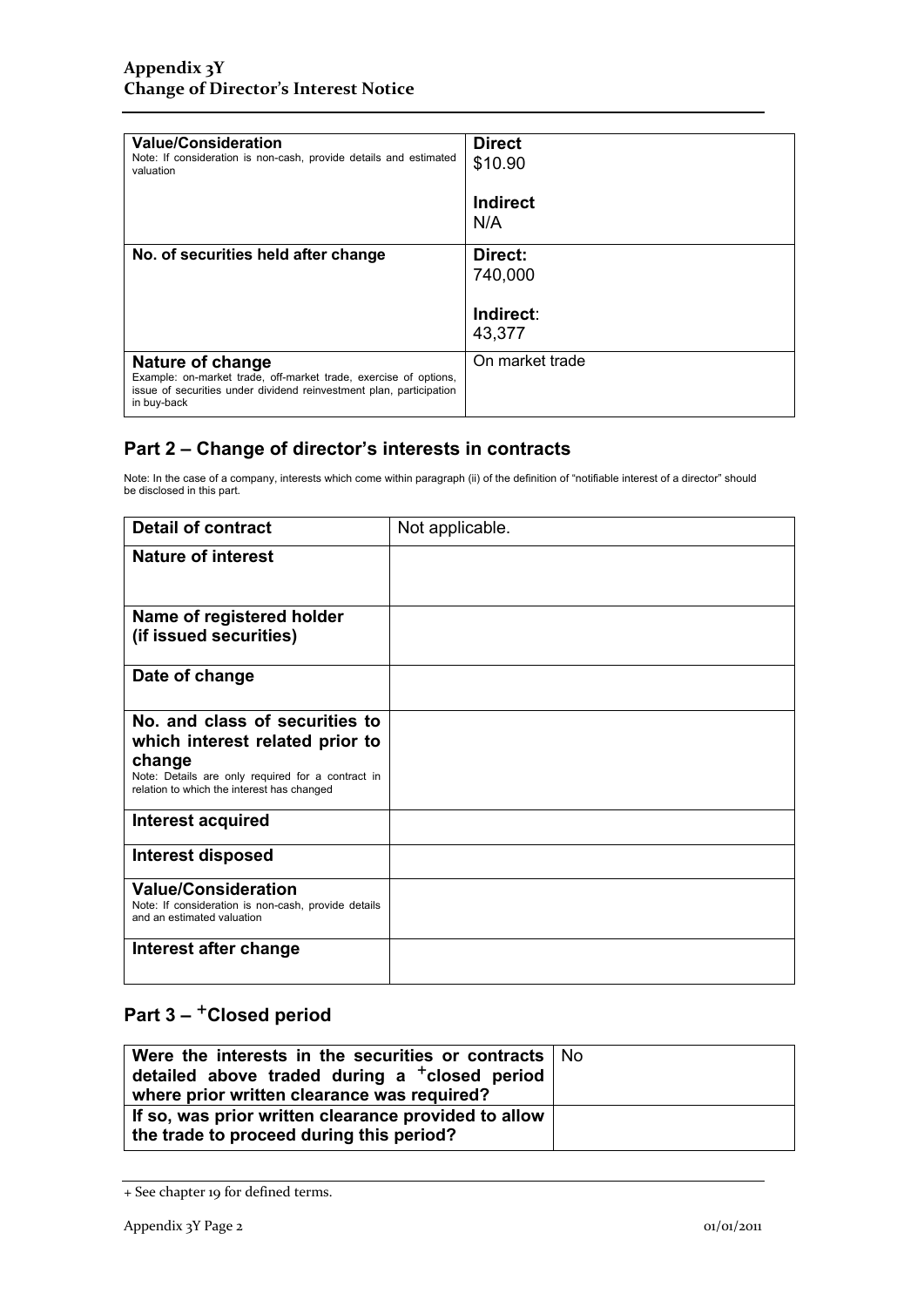| | |
|---|---|
| **Value/Consideration**<br>Note: If consideration is non-cash, provide details and estimated valuation | **Direct**<br>$10.90<br><br>**Indirect**<br>N/A |
| **No. of securities held after change** | **Direct:**<br>740,000<br><br>**Indirect**:<br>43,377 |
| **Nature of change**<br>Example: on-market trade, off-market trade, exercise of options, issue of securities under dividend reinvestment plan, participation in buy-back | On market trade |

## Part 2 – Change of director's interests in contracts

Note: In the case of a company, interests which come within paragraph (ii) of the definition of "notifiable interest of a director" should be disclosed in this part.

| | |
|---|---|
| **Detail of contract** | Not applicable. |
| **Nature of interest** | |
| **Name of registered holder (if issued securities)** | |
| **Date of change** | |
| **No. and class of securities to which interest related prior to change**<br>Note: Details are only required for a contract in relation to which the interest has changed | |
| **Interest acquired** | |
| **Interest disposed** | |
| **Value/Consideration**<br>Note: If consideration is non-cash, provide details and an estimated valuation | |
| **Interest after change** | |

## Part 3 – +Closed period

| | |
|---|---|
| **Were the interests in the securities or contracts detailed above traded during a +closed period where prior written clearance was required?** | No |
| **If so, was prior written clearance provided to allow the trade to proceed during this period?** | |

+ See chapter 19 for defined terms.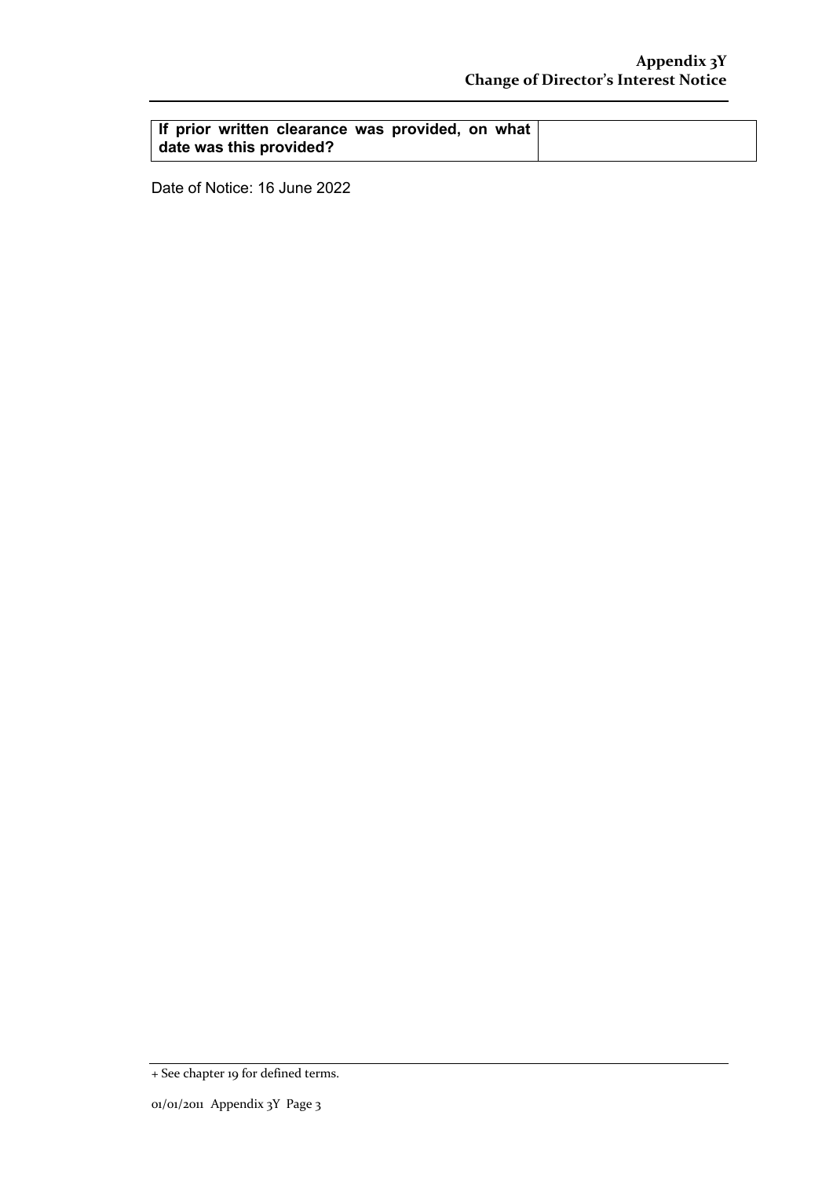| | |
|---|---|
| **If prior written clearance was provided, on what date was this provided?** | |

Date of Notice: 16 June 2022